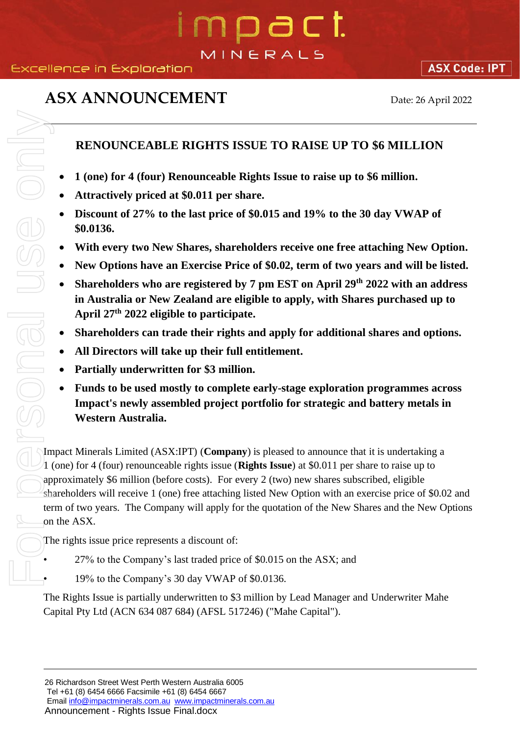# ASX ANNOUNCEMENT

Date: 26 April 2022

## RENOUNCEABLE RIGHTS ISSUE TO RAISE UP TO $6 MILLION

- **1 (one) for 4 (four) Renounceable Rights Issue to raise up to $6 million.**
- **Attractively priced at $0.011 per share.**
- **Discount of 27% to the last price of $0.015 and 19% to the 30 day VWAP of $0.0136.**
- **With every two New Shares, shareholders receive one free attaching New Option.**
- **New Options have an Exercise Price of $0.02, term of two years and will be listed.**
- **Shareholders who are registered by 7 pm EST on April 29th 2022 with an address in Australia or New Zealand are eligible to apply, with Shares purchased up to April 27th 2022 eligible to participate.**
- **Shareholders can trade their rights and apply for additional shares and options.**
- **All Directors will take up their full entitlement.**
- **Partially underwritten for $3 million.**
- **Funds to be used mostly to complete early-stage exploration programmes across Impact's newly assembled project portfolio for strategic and battery metals in Western Australia.**

Impact Minerals Limited (ASX:IPT) (**Company**) is pleased to announce that it is undertaking a 1 (one) for 4 (four) renounceable rights issue (**Rights Issue**) at $0.011 per share to raise up to approximately $6 million (before costs). For every 2 (two) new shares subscribed, eligible shareholders will receive 1 (one) free attaching listed New Option with an exercise price of $0.02 and term of two years. The Company will apply for the quotation of the New Shares and the New Options on the ASX.

The rights issue price represents a discount of:

- 27% to the Company's last traded price of $0.015 on the ASX; and
- 19% to the Company's 30 day VWAP of $0.0136.

The Rights Issue is partially underwritten to $3 million by Lead Manager and Underwriter Mahe Capital Pty Ltd (ACN 634 087 684) (AFSL 517246) ("Mahe Capital").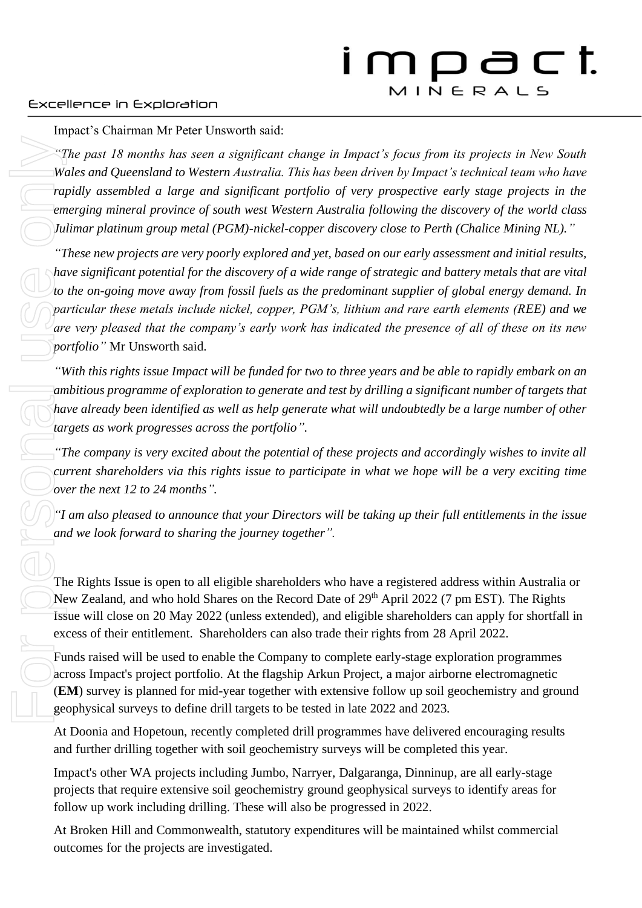Impact's Chairman Mr Peter Unsworth said:

*"The past 18 months has seen a significant change in Impact's focus from its projects in New South Wales and Queensland to Western Australia. This has been driven by Impact's technical team who have rapidly assembled a large and significant portfolio of very prospective early stage projects in the emerging mineral province of south west Western Australia following the discovery of the world class Julimar platinum group metal (PGM)-nickel-copper discovery close to Perth (Chalice Mining NL)."*

*"These new projects are very poorly explored and yet, based on our early assessment and initial results, have significant potential for the discovery of a wide range of strategic and battery metals that are vital to the on-going move away from fossil fuels as the predominant supplier of global energy demand. In particular these metals include nickel, copper, PGM's, lithium and rare earth elements (REE) and we are very pleased that the company's early work has indicated the presence of all of these on its new portfolio"* Mr Unsworth said.

*"With this rights issue Impact will be funded for two to three years and be able to rapidly embark on an ambitious programme of exploration to generate and test by drilling a significant number of targets that have already been identified as well as help generate what will undoubtedly be a large number of other targets as work progresses across the portfolio".*

*"The company is very excited about the potential of these projects and accordingly wishes to invite all current shareholders via this rights issue to participate in what we hope will be a very exciting time over the next 12 to 24 months".*

*"I am also pleased to announce that your Directors will be taking up their full entitlements in the issue and we look forward to sharing the journey together".*

The Rights Issue is open to all eligible shareholders who have a registered address within Australia or New Zealand, and who hold Shares on the Record Date of 29th April 2022 (7 pm EST). The Rights Issue will close on 20 May 2022 (unless extended), and eligible shareholders can apply for shortfall in excess of their entitlement. Shareholders can also trade their rights from 28 April 2022.

Funds raised will be used to enable the Company to complete early-stage exploration programmes across Impact's project portfolio. At the flagship Arkun Project, a major airborne electromagnetic (**EM**) survey is planned for mid-year together with extensive follow up soil geochemistry and ground geophysical surveys to define drill targets to be tested in late 2022 and 2023.

At Doonia and Hopetoun, recently completed drill programmes have delivered encouraging results and further drilling together with soil geochemistry surveys will be completed this year.

Impact's other WA projects including Jumbo, Narryer, Dalgaranga, Dinninup, are all early-stage projects that require extensive soil geochemistry ground geophysical surveys to identify areas for follow up work including drilling. These will also be progressed in 2022.

At Broken Hill and Commonwealth, statutory expenditures will be maintained whilst commercial outcomes for the projects are investigated.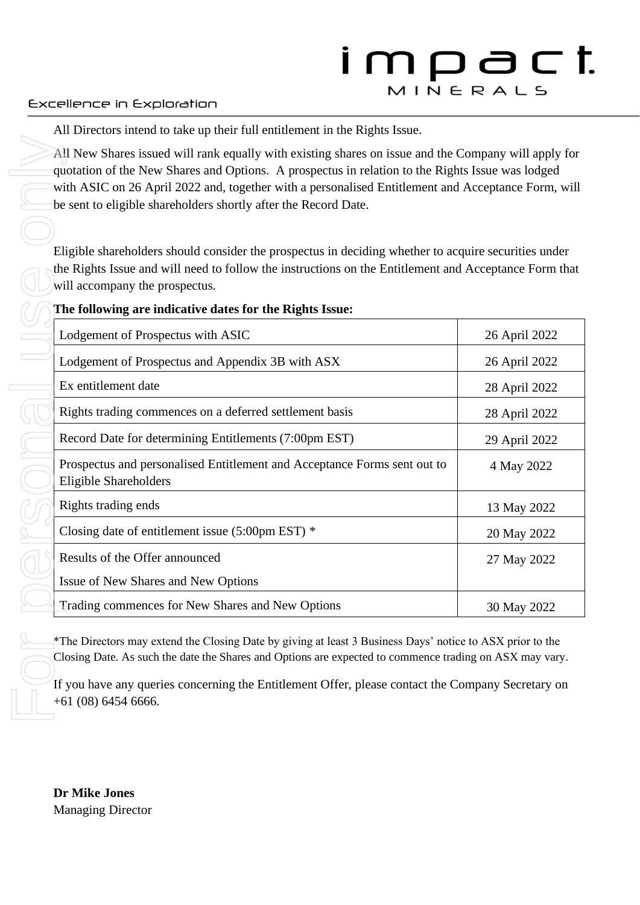All Directors intend to take up their full entitlement in the Rights Issue.

All New Shares issued will rank equally with existing shares on issue and the Company will apply for quotation of the New Shares and Options. A prospectus in relation to the Rights Issue was lodged with ASIC on 26 April 2022 and, together with a personalised Entitlement and Acceptance Form, will be sent to eligible shareholders shortly after the Record Date.

Eligible shareholders should consider the prospectus in deciding whether to acquire securities under the Rights Issue and will need to follow the instructions on the Entitlement and Acceptance Form that will accompany the prospectus.

**The following are indicative dates for the Rights Issue:**

| | |
|---|---|
| Lodgement of Prospectus with ASIC | 26 April 2022 |
| Lodgement of Prospectus and Appendix 3B with ASX | 26 April 2022 |
| Ex entitlement date | 28 April 2022 |
| Rights trading commences on a deferred settlement basis | 28 April 2022 |
| Record Date for determining Entitlements (7:00pm EST) | 29 April 2022 |
| Prospectus and personalised Entitlement and Acceptance Forms sent out to Eligible Shareholders | 4 May 2022 |
| Rights trading ends | 13 May 2022 |
| Closing date of entitlement issue (5:00pm EST) * | 20 May 2022 |
| Results of the Offer announced<br>Issue of New Shares and New Options | 27 May 2022 |
| Trading commences for New Shares and New Options | 30 May 2022 |

*The Directors may extend the Closing Date by giving at least 3 Business Days' notice to ASX prior to the Closing Date. As such the date the Shares and Options are expected to commence trading on ASX may vary.

If you have any queries concerning the Entitlement Offer, please contact the Company Secretary on +61 (08) 6454 6666.

**Dr Mike Jones**
Managing Director